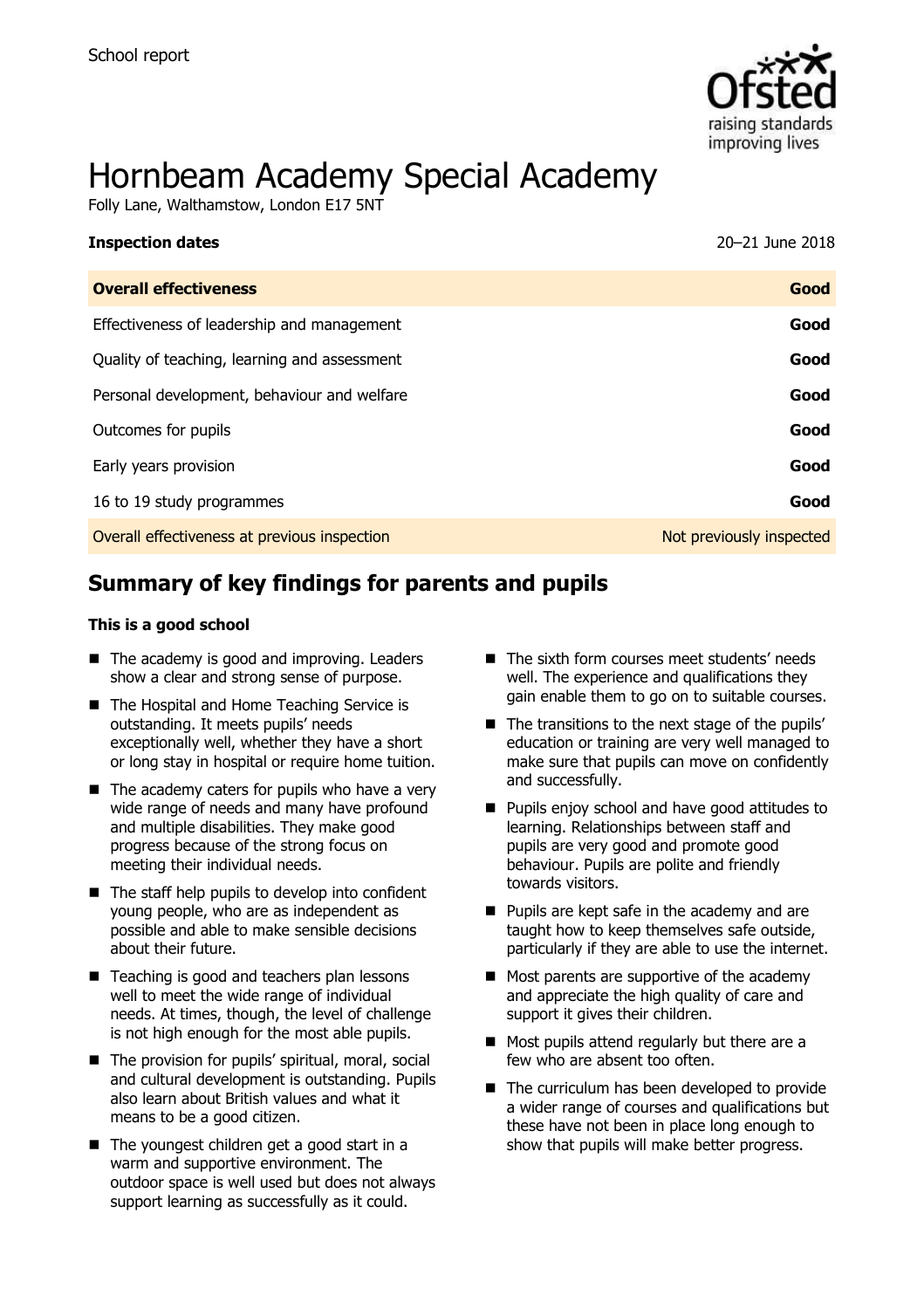School report

# Hornbeam Academy Special Academy

Folly Lane, Walthamstow, London E17 5NT

| **Inspection dates** | 20–21 June 2018 |
| --- | --- |
| **Overall effectiveness** | **Good** |
| Effectiveness of leadership and management | **Good** |
| Quality of teaching, learning and assessment | **Good** |
| Personal development, behaviour and welfare | **Good** |
| Outcomes for pupils | **Good** |
| Early years provision | **Good** |
| 16 to 19 study programmes | **Good** |
| Overall effectiveness at previous inspection | Not previously inspected |

## Summary of key findings for parents and pupils

**This is a good school**

- The academy is good and improving. Leaders show a clear and strong sense of purpose.
- The Hospital and Home Teaching Service is outstanding. It meets pupils' needs exceptionally well, whether they have a short or long stay in hospital or require home tuition.
- The academy caters for pupils who have a very wide range of needs and many have profound and multiple disabilities. They make good progress because of the strong focus on meeting their individual needs.
- The staff help pupils to develop into confident young people, who are as independent as possible and able to make sensible decisions about their future.
- Teaching is good and teachers plan lessons well to meet the wide range of individual needs. At times, though, the level of challenge is not high enough for the most able pupils.
- The provision for pupils' spiritual, moral, social and cultural development is outstanding. Pupils also learn about British values and what it means to be a good citizen.
- The youngest children get a good start in a warm and supportive environment. The outdoor space is well used but does not always support learning as successfully as it could.
- The sixth form courses meet students' needs well. The experience and qualifications they gain enable them to go on to suitable courses.
- The transitions to the next stage of the pupils' education or training are very well managed to make sure that pupils can move on confidently and successfully.
- Pupils enjoy school and have good attitudes to learning. Relationships between staff and pupils are very good and promote good behaviour. Pupils are polite and friendly towards visitors.
- Pupils are kept safe in the academy and are taught how to keep themselves safe outside, particularly if they are able to use the internet.
- Most parents are supportive of the academy and appreciate the high quality of care and support it gives their children.
- Most pupils attend regularly but there are a few who are absent too often.
- The curriculum has been developed to provide a wider range of courses and qualifications but these have not been in place long enough to show that pupils will make better progress.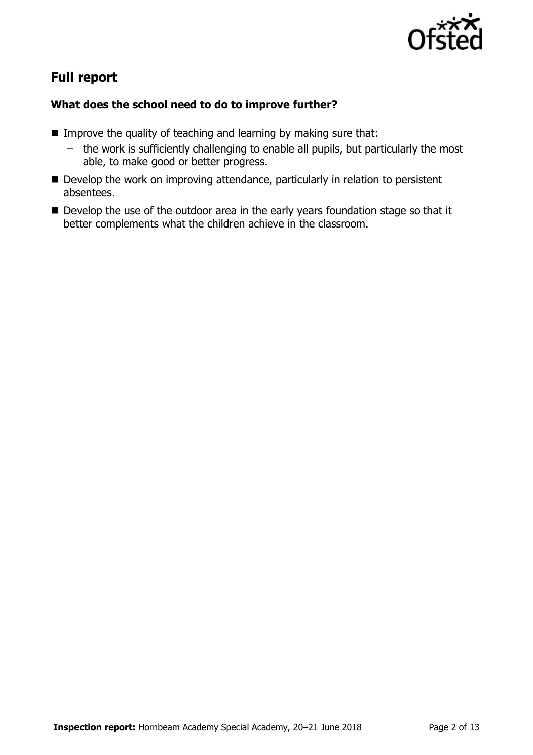## Full report

### What does the school need to do to improve further?

- Improve the quality of teaching and learning by making sure that:
  - the work is sufficiently challenging to enable all pupils, but particularly the most able, to make good or better progress.
- Develop the work on improving attendance, particularly in relation to persistent absentees.
- Develop the use of the outdoor area in the early years foundation stage so that it better complements what the children achieve in the classroom.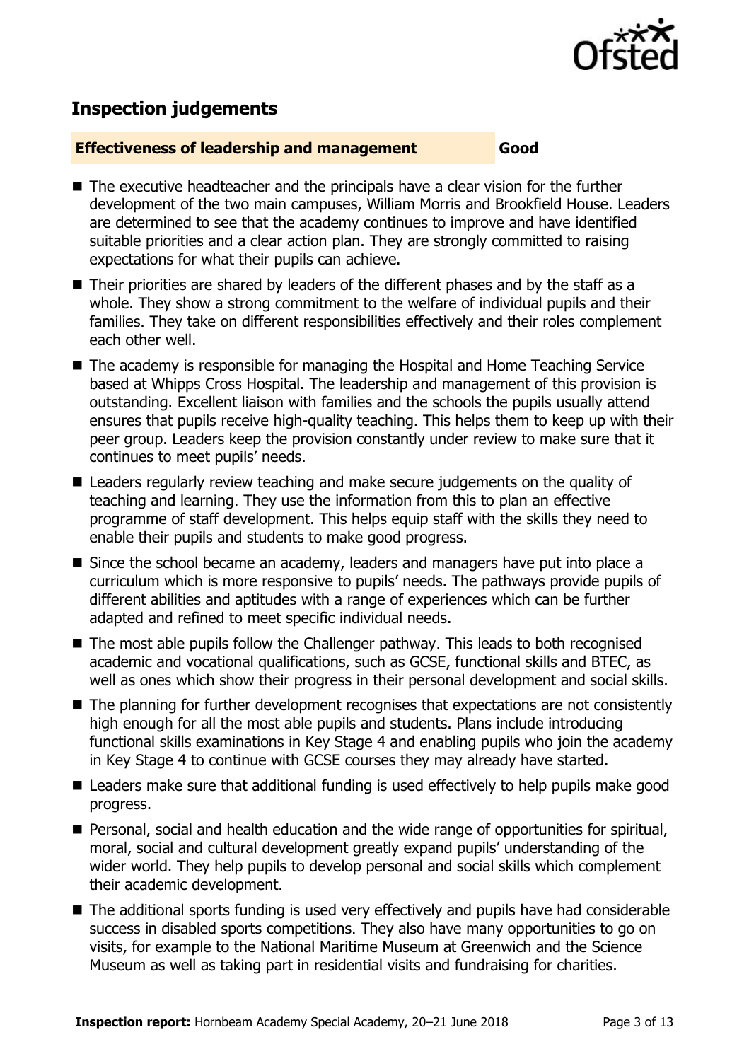## Inspection judgements

**Effectiveness of leadership and management** **Good**

- The executive headteacher and the principals have a clear vision for the further development of the two main campuses, William Morris and Brookfield House. Leaders are determined to see that the academy continues to improve and have identified suitable priorities and a clear action plan. They are strongly committed to raising expectations for what their pupils can achieve.
- Their priorities are shared by leaders of the different phases and by the staff as a whole. They show a strong commitment to the welfare of individual pupils and their families. They take on different responsibilities effectively and their roles complement each other well.
- The academy is responsible for managing the Hospital and Home Teaching Service based at Whipps Cross Hospital. The leadership and management of this provision is outstanding. Excellent liaison with families and the schools the pupils usually attend ensures that pupils receive high-quality teaching. This helps them to keep up with their peer group. Leaders keep the provision constantly under review to make sure that it continues to meet pupils' needs.
- Leaders regularly review teaching and make secure judgements on the quality of teaching and learning. They use the information from this to plan an effective programme of staff development. This helps equip staff with the skills they need to enable their pupils and students to make good progress.
- Since the school became an academy, leaders and managers have put into place a curriculum which is more responsive to pupils' needs. The pathways provide pupils of different abilities and aptitudes with a range of experiences which can be further adapted and refined to meet specific individual needs.
- The most able pupils follow the Challenger pathway. This leads to both recognised academic and vocational qualifications, such as GCSE, functional skills and BTEC, as well as ones which show their progress in their personal development and social skills.
- The planning for further development recognises that expectations are not consistently high enough for all the most able pupils and students. Plans include introducing functional skills examinations in Key Stage 4 and enabling pupils who join the academy in Key Stage 4 to continue with GCSE courses they may already have started.
- Leaders make sure that additional funding is used effectively to help pupils make good progress.
- Personal, social and health education and the wide range of opportunities for spiritual, moral, social and cultural development greatly expand pupils' understanding of the wider world. They help pupils to develop personal and social skills which complement their academic development.
- The additional sports funding is used very effectively and pupils have had considerable success in disabled sports competitions. They also have many opportunities to go on visits, for example to the National Maritime Museum at Greenwich and the Science Museum as well as taking part in residential visits and fundraising for charities.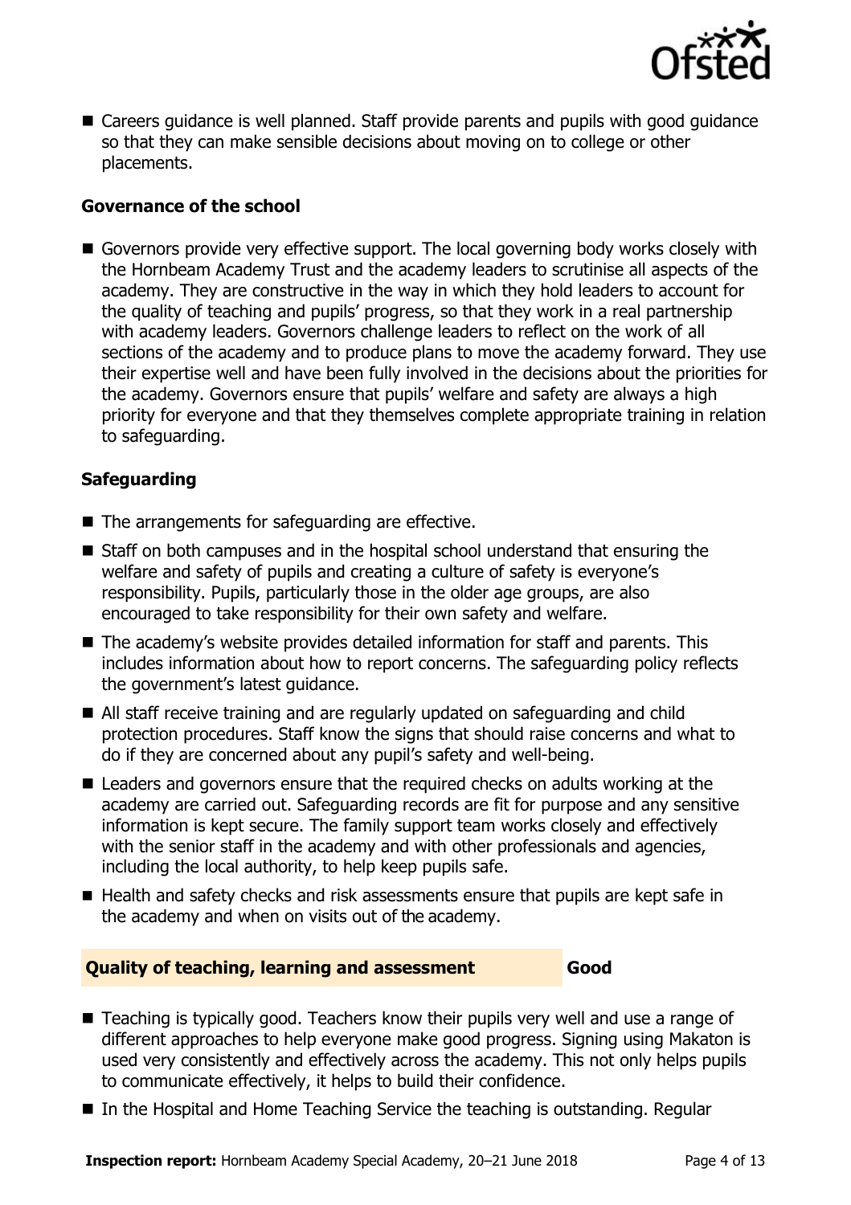- Careers guidance is well planned. Staff provide parents and pupils with good guidance so that they can make sensible decisions about moving on to college or other placements.

### Governance of the school

- Governors provide very effective support. The local governing body works closely with the Hornbeam Academy Trust and the academy leaders to scrutinise all aspects of the academy. They are constructive in the way in which they hold leaders to account for the quality of teaching and pupils' progress, so that they work in a real partnership with academy leaders. Governors challenge leaders to reflect on the work of all sections of the academy and to produce plans to move the academy forward. They use their expertise well and have been fully involved in the decisions about the priorities for the academy. Governors ensure that pupils' welfare and safety are always a high priority for everyone and that they themselves complete appropriate training in relation to safeguarding.

### Safeguarding

- The arrangements for safeguarding are effective.
- Staff on both campuses and in the hospital school understand that ensuring the welfare and safety of pupils and creating a culture of safety is everyone's responsibility. Pupils, particularly those in the older age groups, are also encouraged to take responsibility for their own safety and welfare.
- The academy's website provides detailed information for staff and parents. This includes information about how to report concerns. The safeguarding policy reflects the government's latest guidance.
- All staff receive training and are regularly updated on safeguarding and child protection procedures. Staff know the signs that should raise concerns and what to do if they are concerned about any pupil's safety and well-being.
- Leaders and governors ensure that the required checks on adults working at the academy are carried out. Safeguarding records are fit for purpose and any sensitive information is kept secure. The family support team works closely and effectively with the senior staff in the academy and with other professionals and agencies, including the local authority, to help keep pupils safe.
- Health and safety checks and risk assessments ensure that pupils are kept safe in the academy and when on visits out of the academy.

## Quality of teaching, learning and assessment — Good

- Teaching is typically good. Teachers know their pupils very well and use a range of different approaches to help everyone make good progress. Signing using Makaton is used very consistently and effectively across the academy. This not only helps pupils to communicate effectively, it helps to build their confidence.
- In the Hospital and Home Teaching Service the teaching is outstanding. Regular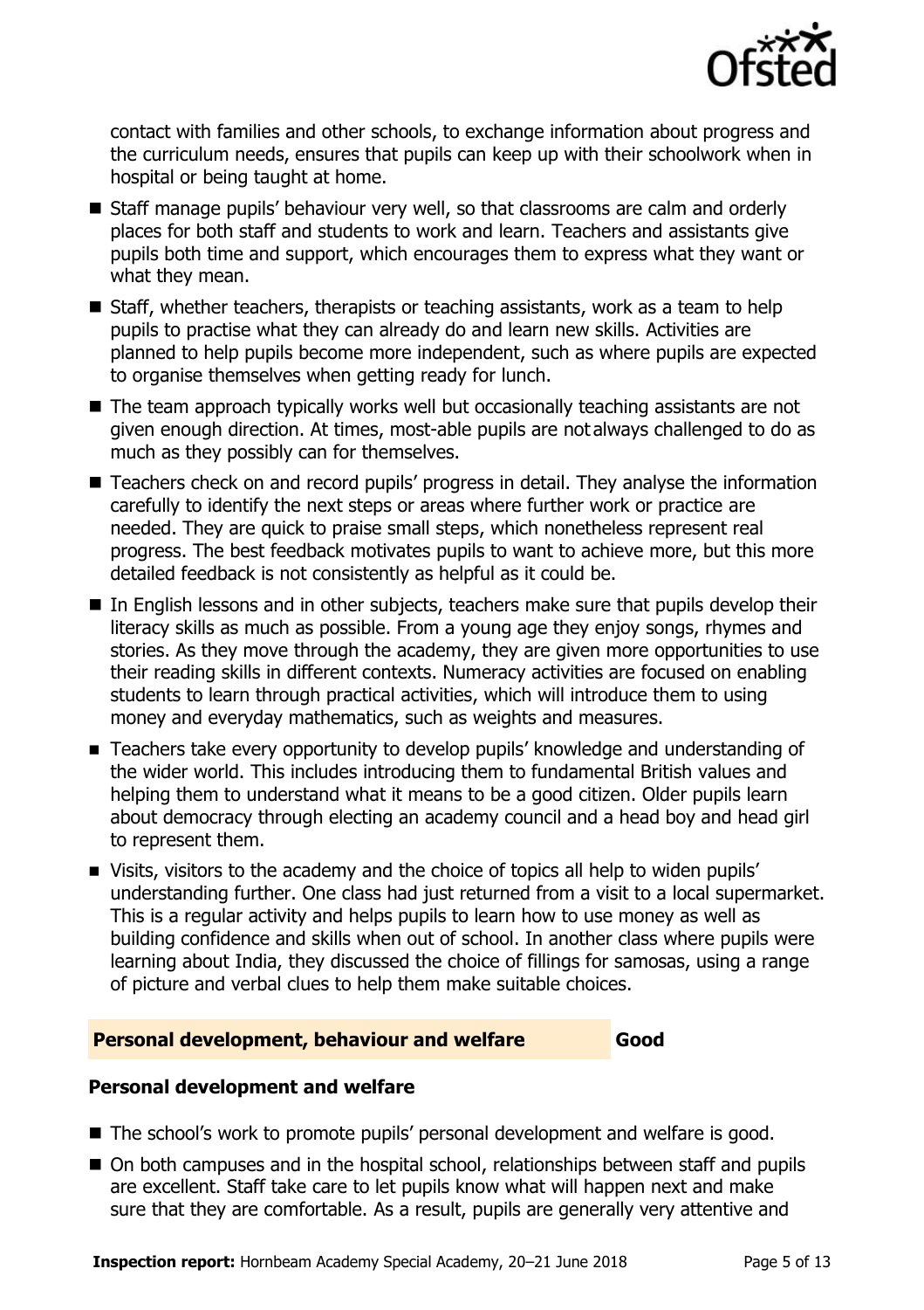contact with families and other schools, to exchange information about progress and the curriculum needs, ensures that pupils can keep up with their schoolwork when in hospital or being taught at home.

- Staff manage pupils' behaviour very well, so that classrooms are calm and orderly places for both staff and students to work and learn. Teachers and assistants give pupils both time and support, which encourages them to express what they want or what they mean.
- Staff, whether teachers, therapists or teaching assistants, work as a team to help pupils to practise what they can already do and learn new skills. Activities are planned to help pupils become more independent, such as where pupils are expected to organise themselves when getting ready for lunch.
- The team approach typically works well but occasionally teaching assistants are not given enough direction. At times, most-able pupils are not always challenged to do as much as they possibly can for themselves.
- Teachers check on and record pupils' progress in detail. They analyse the information carefully to identify the next steps or areas where further work or practice are needed. They are quick to praise small steps, which nonetheless represent real progress. The best feedback motivates pupils to want to achieve more, but this more detailed feedback is not consistently as helpful as it could be.
- In English lessons and in other subjects, teachers make sure that pupils develop their literacy skills as much as possible. From a young age they enjoy songs, rhymes and stories. As they move through the academy, they are given more opportunities to use their reading skills in different contexts. Numeracy activities are focused on enabling students to learn through practical activities, which will introduce them to using money and everyday mathematics, such as weights and measures.
- Teachers take every opportunity to develop pupils' knowledge and understanding of the wider world. This includes introducing them to fundamental British values and helping them to understand what it means to be a good citizen. Older pupils learn about democracy through electing an academy council and a head boy and head girl to represent them.
- Visits, visitors to the academy and the choice of topics all help to widen pupils' understanding further. One class had just returned from a visit to a local supermarket. This is a regular activity and helps pupils to learn how to use money as well as building confidence and skills when out of school. In another class where pupils were learning about India, they discussed the choice of fillings for samosas, using a range of picture and verbal clues to help them make suitable choices.

## Personal development, behaviour and welfare — Good

### Personal development and welfare

- The school's work to promote pupils' personal development and welfare is good.
- On both campuses and in the hospital school, relationships between staff and pupils are excellent. Staff take care to let pupils know what will happen next and make sure that they are comfortable. As a result, pupils are generally very attentive and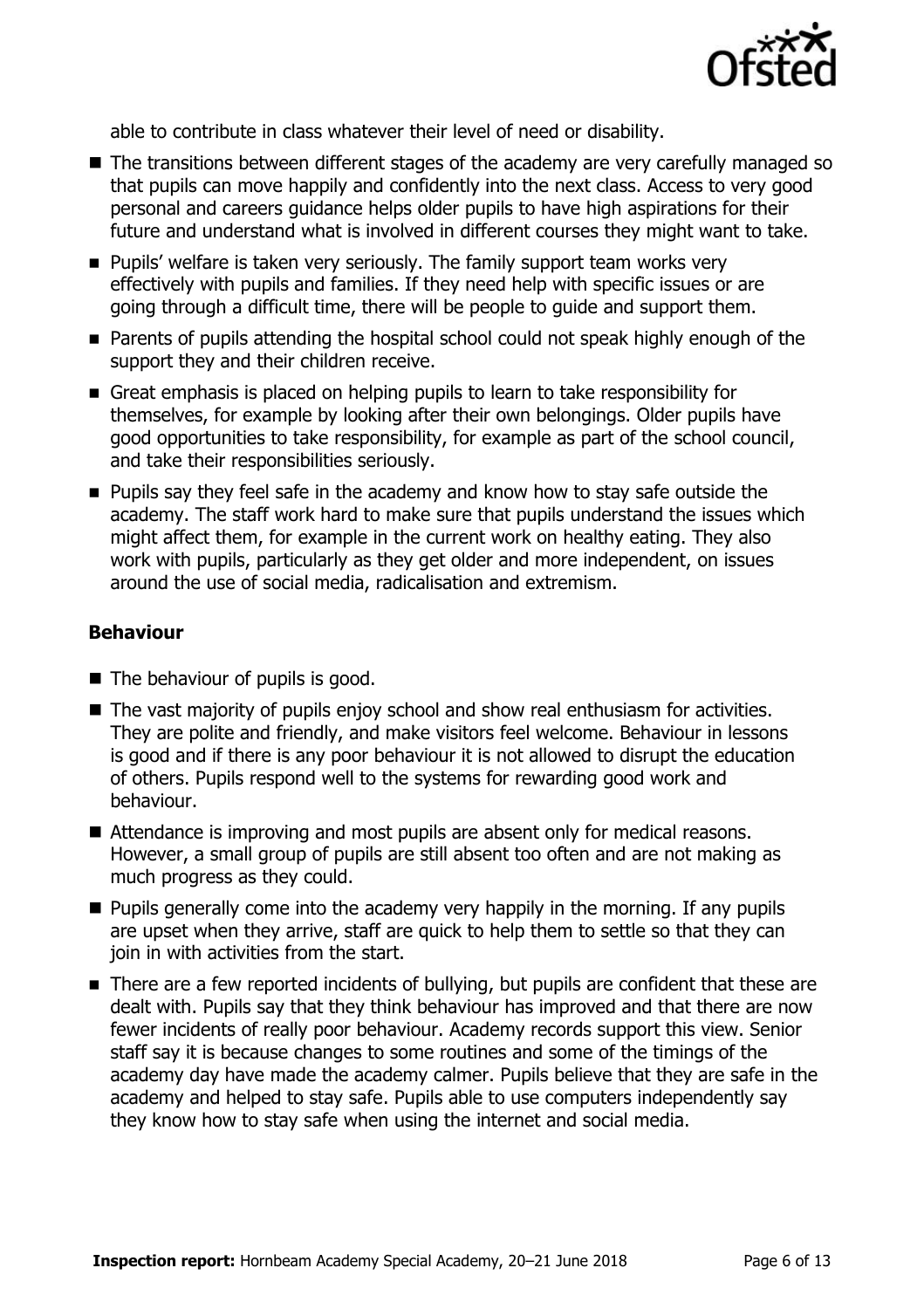able to contribute in class whatever their level of need or disability.

- The transitions between different stages of the academy are very carefully managed so that pupils can move happily and confidently into the next class. Access to very good personal and careers guidance helps older pupils to have high aspirations for their future and understand what is involved in different courses they might want to take.
- Pupils' welfare is taken very seriously. The family support team works very effectively with pupils and families. If they need help with specific issues or are going through a difficult time, there will be people to guide and support them.
- Parents of pupils attending the hospital school could not speak highly enough of the support they and their children receive.
- Great emphasis is placed on helping pupils to learn to take responsibility for themselves, for example by looking after their own belongings. Older pupils have good opportunities to take responsibility, for example as part of the school council, and take their responsibilities seriously.
- Pupils say they feel safe in the academy and know how to stay safe outside the academy. The staff work hard to make sure that pupils understand the issues which might affect them, for example in the current work on healthy eating. They also work with pupils, particularly as they get older and more independent, on issues around the use of social media, radicalisation and extremism.

### Behaviour

- The behaviour of pupils is good.
- The vast majority of pupils enjoy school and show real enthusiasm for activities. They are polite and friendly, and make visitors feel welcome. Behaviour in lessons is good and if there is any poor behaviour it is not allowed to disrupt the education of others. Pupils respond well to the systems for rewarding good work and behaviour.
- Attendance is improving and most pupils are absent only for medical reasons. However, a small group of pupils are still absent too often and are not making as much progress as they could.
- Pupils generally come into the academy very happily in the morning. If any pupils are upset when they arrive, staff are quick to help them to settle so that they can join in with activities from the start.
- There are a few reported incidents of bullying, but pupils are confident that these are dealt with. Pupils say that they think behaviour has improved and that there are now fewer incidents of really poor behaviour. Academy records support this view. Senior staff say it is because changes to some routines and some of the timings of the academy day have made the academy calmer. Pupils believe that they are safe in the academy and helped to stay safe. Pupils able to use computers independently say they know how to stay safe when using the internet and social media.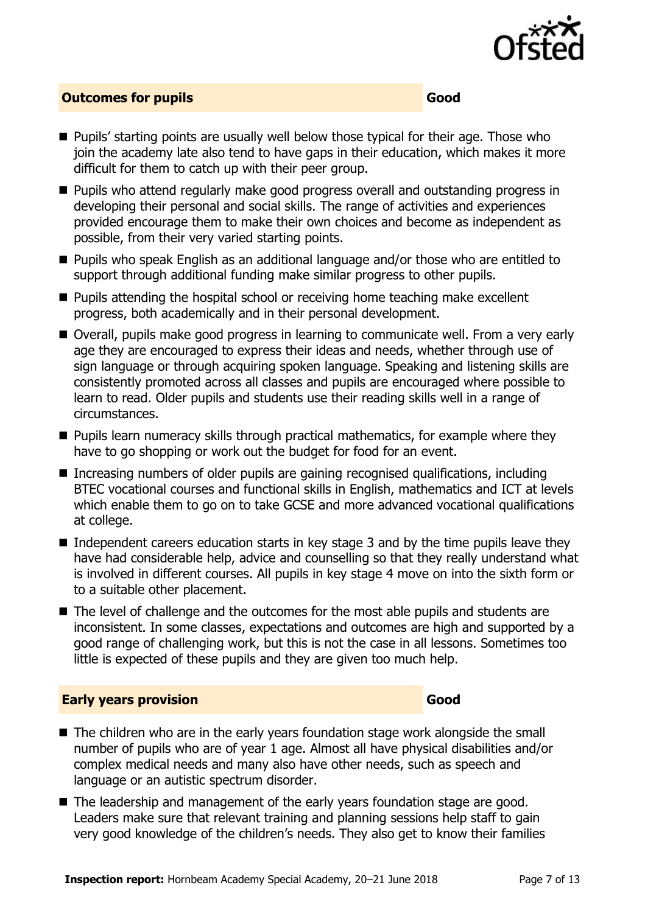## Outcomes for pupils — Good

- Pupils' starting points are usually well below those typical for their age. Those who join the academy late also tend to have gaps in their education, which makes it more difficult for them to catch up with their peer group.
- Pupils who attend regularly make good progress overall and outstanding progress in developing their personal and social skills. The range of activities and experiences provided encourage them to make their own choices and become as independent as possible, from their very varied starting points.
- Pupils who speak English as an additional language and/or those who are entitled to support through additional funding make similar progress to other pupils.
- Pupils attending the hospital school or receiving home teaching make excellent progress, both academically and in their personal development.
- Overall, pupils make good progress in learning to communicate well. From a very early age they are encouraged to express their ideas and needs, whether through use of sign language or through acquiring spoken language. Speaking and listening skills are consistently promoted across all classes and pupils are encouraged where possible to learn to read. Older pupils and students use their reading skills well in a range of circumstances.
- Pupils learn numeracy skills through practical mathematics, for example where they have to go shopping or work out the budget for food for an event.
- Increasing numbers of older pupils are gaining recognised qualifications, including BTEC vocational courses and functional skills in English, mathematics and ICT at levels which enable them to go on to take GCSE and more advanced vocational qualifications at college.
- Independent careers education starts in key stage 3 and by the time pupils leave they have had considerable help, advice and counselling so that they really understand what is involved in different courses. All pupils in key stage 4 move on into the sixth form or to a suitable other placement.
- The level of challenge and the outcomes for the most able pupils and students are inconsistent. In some classes, expectations and outcomes are high and supported by a good range of challenging work, but this is not the case in all lessons. Sometimes too little is expected of these pupils and they are given too much help.

## Early years provision — Good

- The children who are in the early years foundation stage work alongside the small number of pupils who are of year 1 age. Almost all have physical disabilities and/or complex medical needs and many also have other needs, such as speech and language or an autistic spectrum disorder.
- The leadership and management of the early years foundation stage are good. Leaders make sure that relevant training and planning sessions help staff to gain very good knowledge of the children's needs. They also get to know their families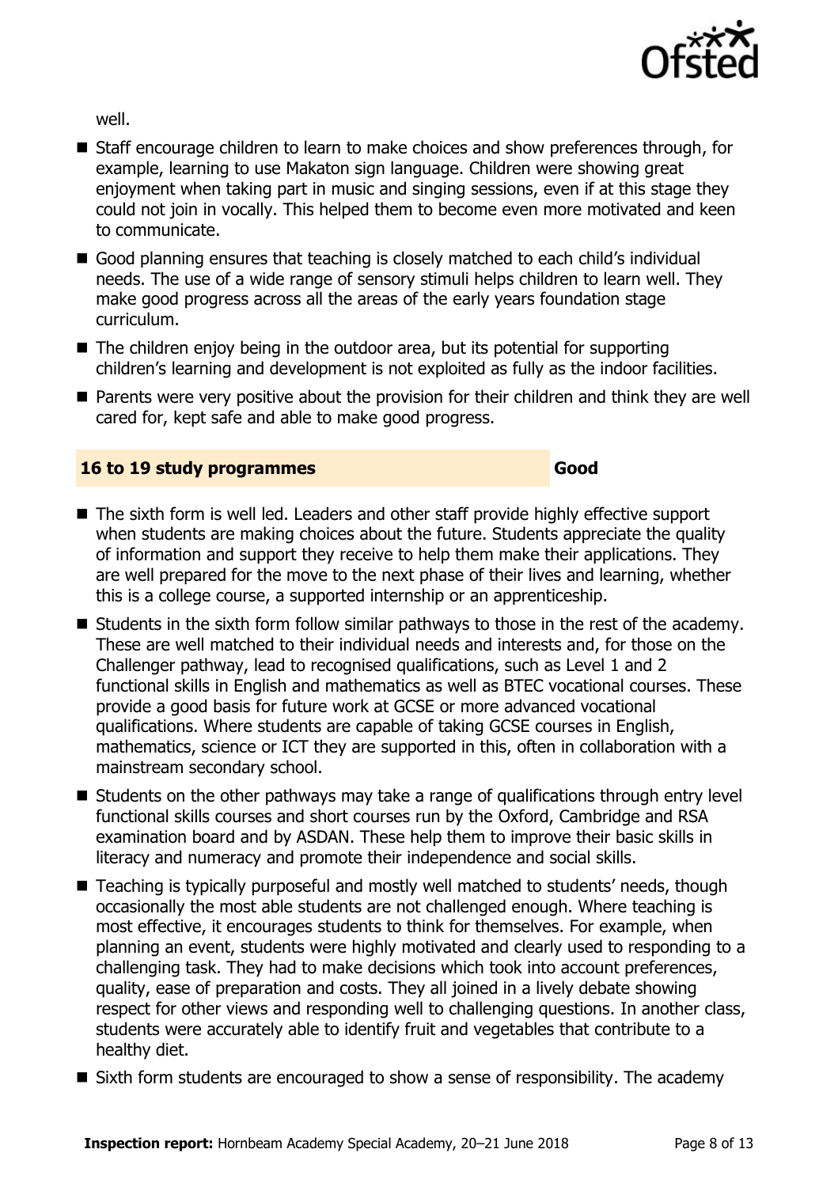well.

- Staff encourage children to learn to make choices and show preferences through, for example, learning to use Makaton sign language. Children were showing great enjoyment when taking part in music and singing sessions, even if at this stage they could not join in vocally. This helped them to become even more motivated and keen to communicate.
- Good planning ensures that teaching is closely matched to each child's individual needs. The use of a wide range of sensory stimuli helps children to learn well. They make good progress across all the areas of the early years foundation stage curriculum.
- The children enjoy being in the outdoor area, but its potential for supporting children's learning and development is not exploited as fully as the indoor facilities.
- Parents were very positive about the provision for their children and think they are well cared for, kept safe and able to make good progress.

### 16 to 19 study programmes — Good

- The sixth form is well led. Leaders and other staff provide highly effective support when students are making choices about the future. Students appreciate the quality of information and support they receive to help them make their applications. They are well prepared for the move to the next phase of their lives and learning, whether this is a college course, a supported internship or an apprenticeship.
- Students in the sixth form follow similar pathways to those in the rest of the academy. These are well matched to their individual needs and interests and, for those on the Challenger pathway, lead to recognised qualifications, such as Level 1 and 2 functional skills in English and mathematics as well as BTEC vocational courses. These provide a good basis for future work at GCSE or more advanced vocational qualifications. Where students are capable of taking GCSE courses in English, mathematics, science or ICT they are supported in this, often in collaboration with a mainstream secondary school.
- Students on the other pathways may take a range of qualifications through entry level functional skills courses and short courses run by the Oxford, Cambridge and RSA examination board and by ASDAN. These help them to improve their basic skills in literacy and numeracy and promote their independence and social skills.
- Teaching is typically purposeful and mostly well matched to students' needs, though occasionally the most able students are not challenged enough. Where teaching is most effective, it encourages students to think for themselves. For example, when planning an event, students were highly motivated and clearly used to responding to a challenging task. They had to make decisions which took into account preferences, quality, ease of preparation and costs. They all joined in a lively debate showing respect for other views and responding well to challenging questions. In another class, students were accurately able to identify fruit and vegetables that contribute to a healthy diet.
- Sixth form students are encouraged to show a sense of responsibility. The academy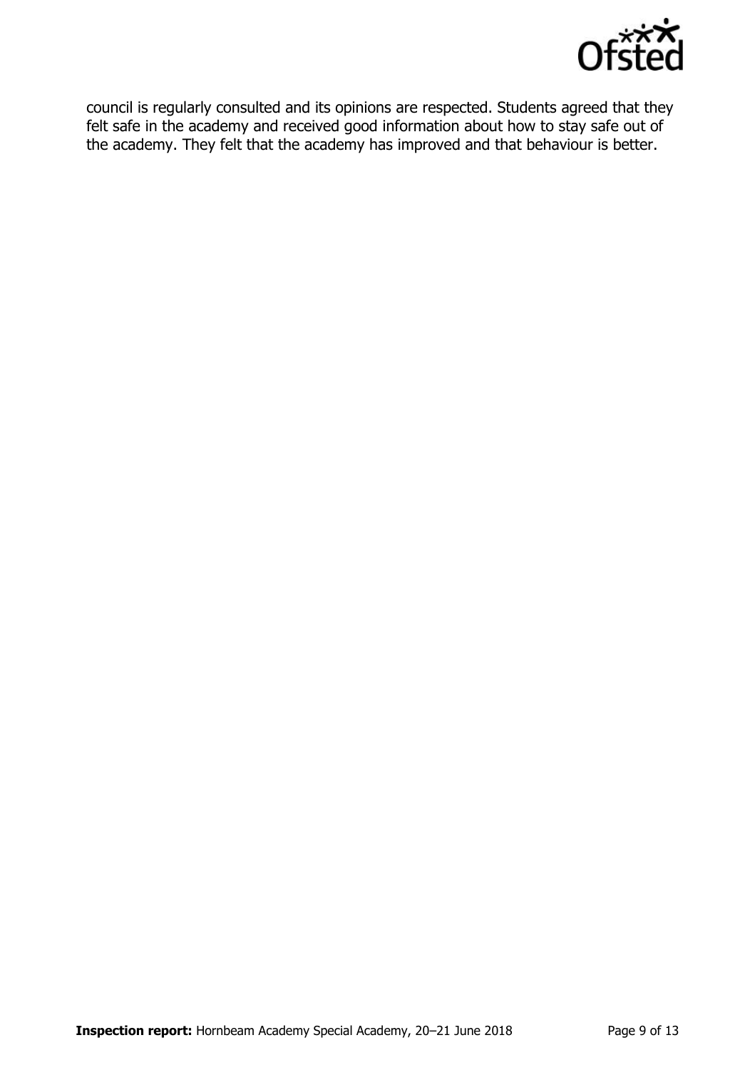council is regularly consulted and its opinions are respected. Students agreed that they felt safe in the academy and received good information about how to stay safe out of the academy. They felt that the academy has improved and that behaviour is better.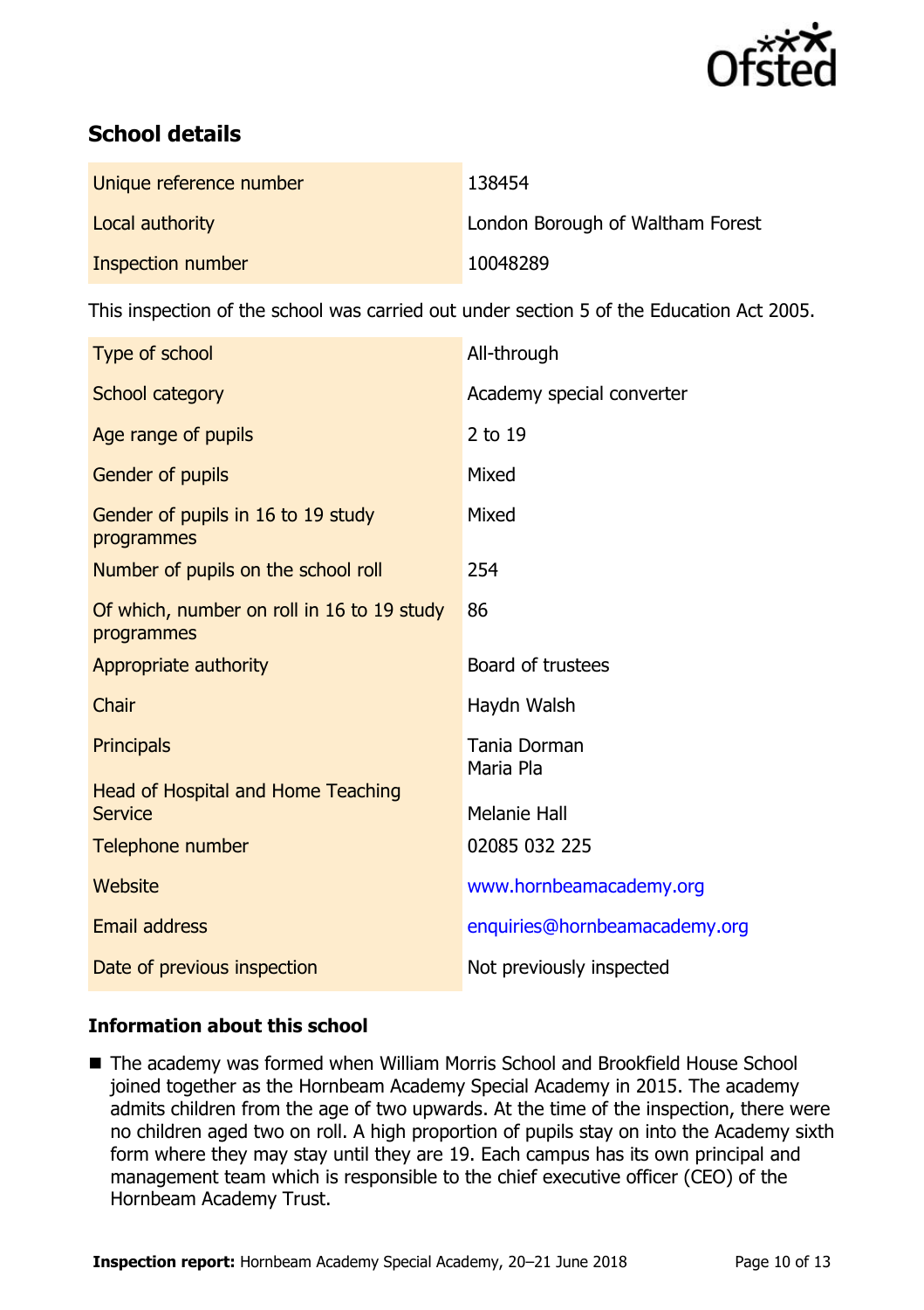## School details

| | |
|---|---|
| Unique reference number | 138454 |
| Local authority | London Borough of Waltham Forest |
| Inspection number | 10048289 |

This inspection of the school was carried out under section 5 of the Education Act 2005.

| | |
|---|---|
| Type of school | All-through |
| School category | Academy special converter |
| Age range of pupils | 2 to 19 |
| Gender of pupils | Mixed |
| Gender of pupils in 16 to 19 study programmes | Mixed |
| Number of pupils on the school roll | 254 |
| Of which, number on roll in 16 to 19 study programmes | 86 |
| Appropriate authority | Board of trustees |
| Chair | Haydn Walsh |
| Principals | Tania Dorman<br>Maria Pla |
| Head of Hospital and Home Teaching Service | Melanie Hall |
| Telephone number | 02085 032 225 |
| Website | www.hornbeamacademy.org |
| Email address | enquiries@hornbeamacademy.org |
| Date of previous inspection | Not previously inspected |

### Information about this school

- The academy was formed when William Morris School and Brookfield House School joined together as the Hornbeam Academy Special Academy in 2015. The academy admits children from the age of two upwards. At the time of the inspection, there were no children aged two on roll. A high proportion of pupils stay on into the Academy sixth form where they may stay until they are 19. Each campus has its own principal and management team which is responsible to the chief executive officer (CEO) of the Hornbeam Academy Trust.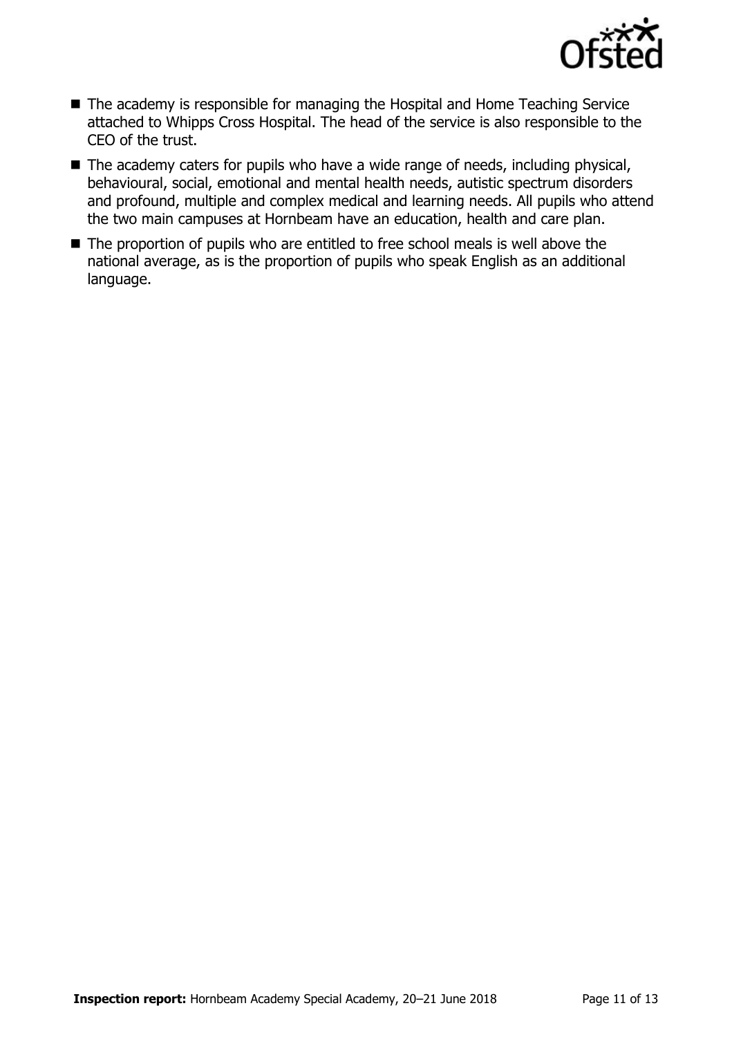- The academy is responsible for managing the Hospital and Home Teaching Service attached to Whipps Cross Hospital. The head of the service is also responsible to the CEO of the trust.
- The academy caters for pupils who have a wide range of needs, including physical, behavioural, social, emotional and mental health needs, autistic spectrum disorders and profound, multiple and complex medical and learning needs. All pupils who attend the two main campuses at Hornbeam have an education, health and care plan.
- The proportion of pupils who are entitled to free school meals is well above the national average, as is the proportion of pupils who speak English as an additional language.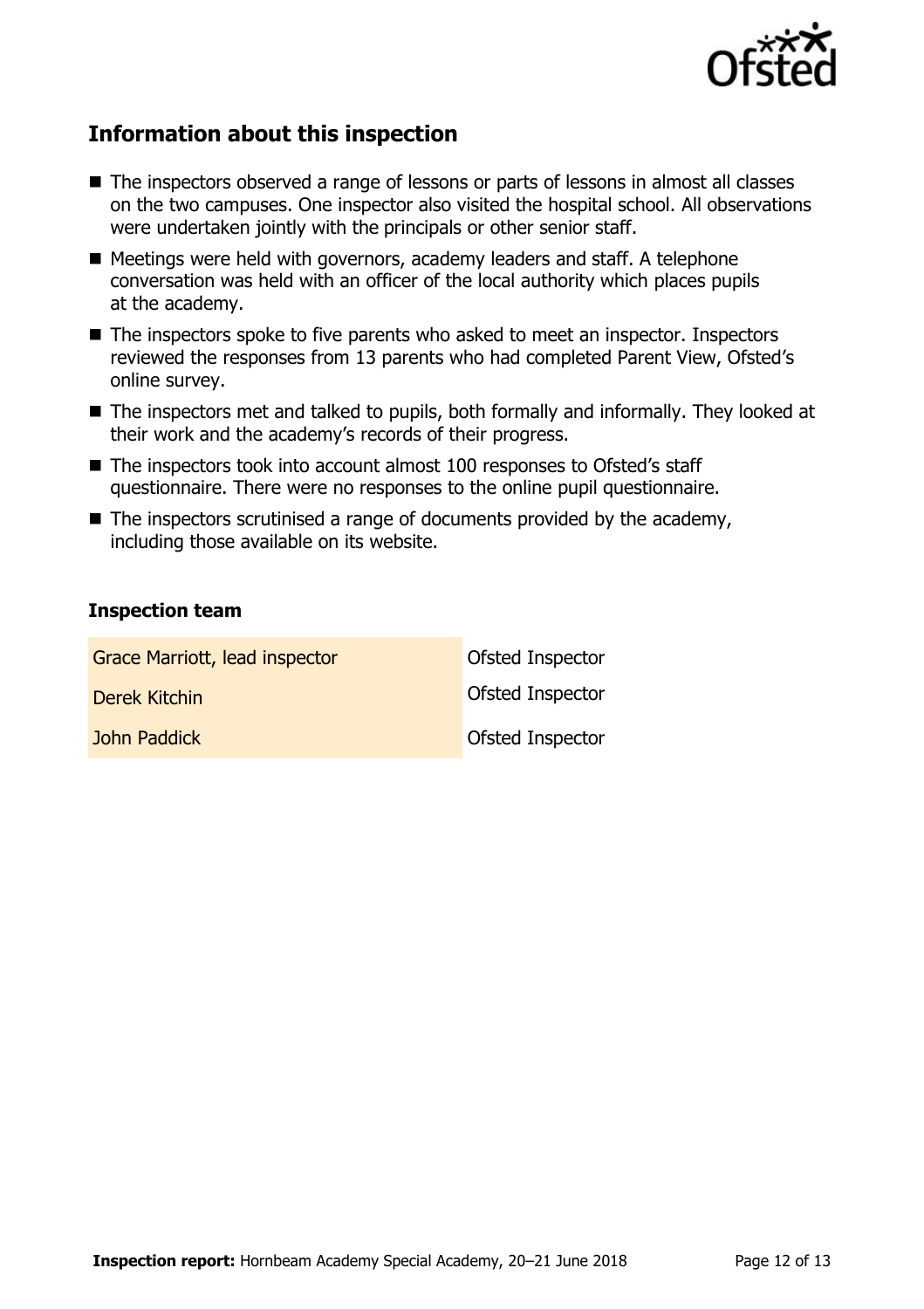## Information about this inspection

- The inspectors observed a range of lessons or parts of lessons in almost all classes on the two campuses. One inspector also visited the hospital school. All observations were undertaken jointly with the principals or other senior staff.
- Meetings were held with governors, academy leaders and staff. A telephone conversation was held with an officer of the local authority which places pupils at the academy.
- The inspectors spoke to five parents who asked to meet an inspector. Inspectors reviewed the responses from 13 parents who had completed Parent View, Ofsted's online survey.
- The inspectors met and talked to pupils, both formally and informally. They looked at their work and the academy's records of their progress.
- The inspectors took into account almost 100 responses to Ofsted's staff questionnaire. There were no responses to the online pupil questionnaire.
- The inspectors scrutinised a range of documents provided by the academy, including those available on its website.

### Inspection team

| | |
|---|---|
| Grace Marriott, lead inspector | Ofsted Inspector |
| Derek Kitchin | Ofsted Inspector |
| John Paddick | Ofsted Inspector |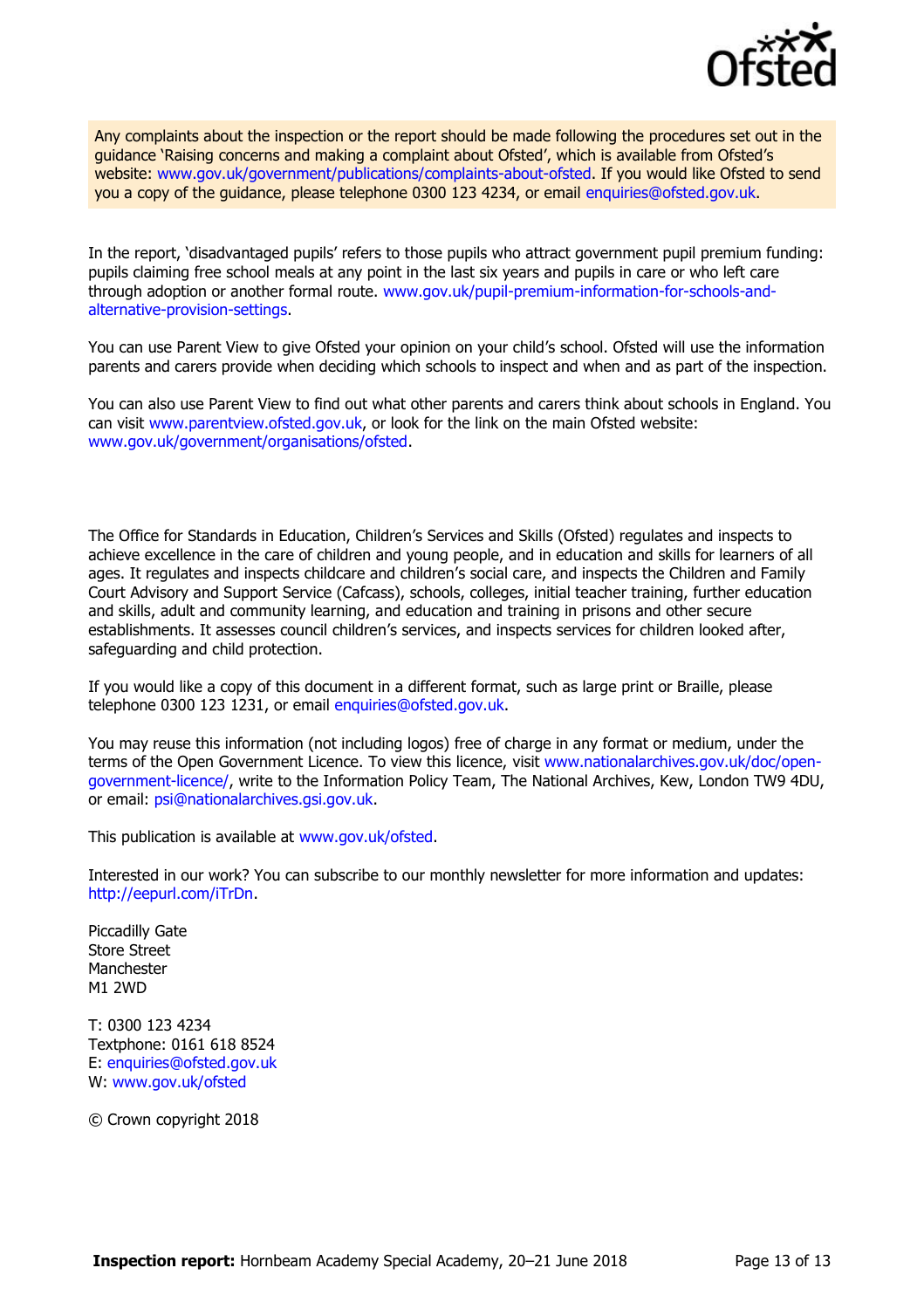Any complaints about the inspection or the report should be made following the procedures set out in the guidance 'Raising concerns and making a complaint about Ofsted', which is available from Ofsted's website: www.gov.uk/government/publications/complaints-about-ofsted. If you would like Ofsted to send you a copy of the guidance, please telephone 0300 123 4234, or email enquiries@ofsted.gov.uk.

In the report, 'disadvantaged pupils' refers to those pupils who attract government pupil premium funding: pupils claiming free school meals at any point in the last six years and pupils in care or who left care through adoption or another formal route. www.gov.uk/pupil-premium-information-for-schools-and-alternative-provision-settings.

You can use Parent View to give Ofsted your opinion on your child's school. Ofsted will use the information parents and carers provide when deciding which schools to inspect and when and as part of the inspection.

You can also use Parent View to find out what other parents and carers think about schools in England. You can visit www.parentview.ofsted.gov.uk, or look for the link on the main Ofsted website: www.gov.uk/government/organisations/ofsted.

The Office for Standards in Education, Children's Services and Skills (Ofsted) regulates and inspects to achieve excellence in the care of children and young people, and in education and skills for learners of all ages. It regulates and inspects childcare and children's social care, and inspects the Children and Family Court Advisory and Support Service (Cafcass), schools, colleges, initial teacher training, further education and skills, adult and community learning, and education and training in prisons and other secure establishments. It assesses council children's services, and inspects services for children looked after, safeguarding and child protection.

If you would like a copy of this document in a different format, such as large print or Braille, please telephone 0300 123 1231, or email enquiries@ofsted.gov.uk.

You may reuse this information (not including logos) free of charge in any format or medium, under the terms of the Open Government Licence. To view this licence, visit www.nationalarchives.gov.uk/doc/open-government-licence/, write to the Information Policy Team, The National Archives, Kew, London TW9 4DU, or email: psi@nationalarchives.gsi.gov.uk.

This publication is available at www.gov.uk/ofsted.

Interested in our work? You can subscribe to our monthly newsletter for more information and updates: http://eepurl.com/iTrDn.

Piccadilly Gate
Store Street
Manchester
M1 2WD

T: 0300 123 4234
Textphone: 0161 618 8524
E: enquiries@ofsted.gov.uk
W: www.gov.uk/ofsted

© Crown copyright 2018